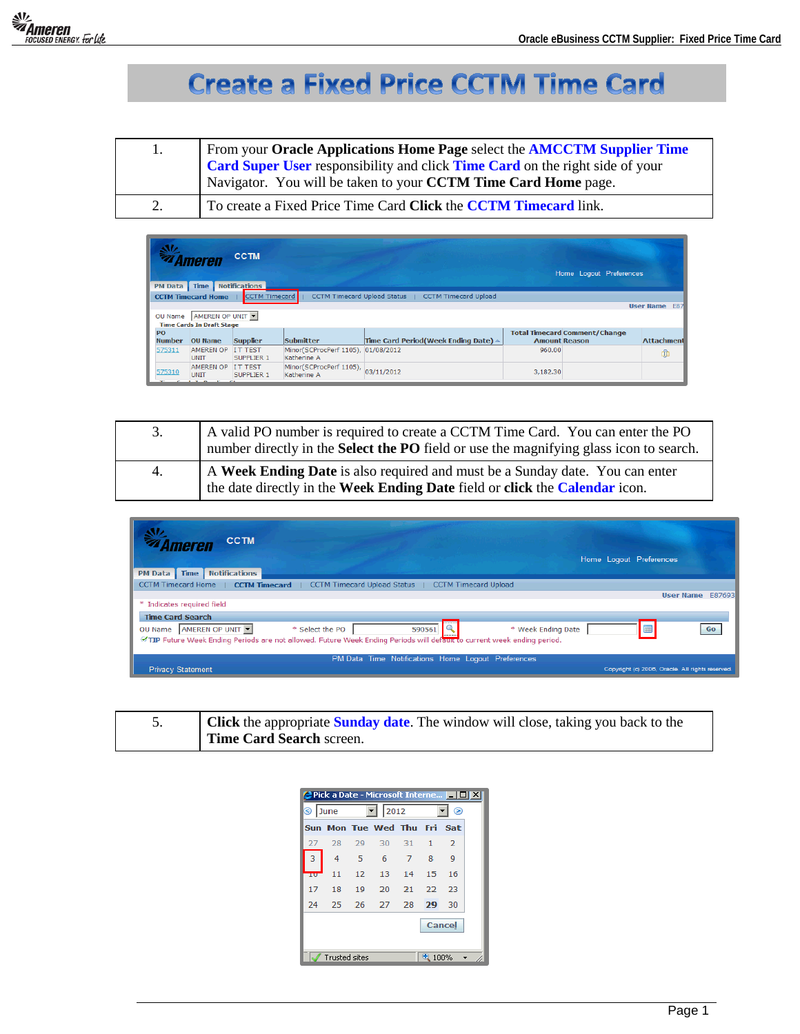# Create a Fixed Price CCTM Time Card

| | |
|---|---|
| 1. | From your **Oracle Applications Home Page** select the **AMCCTM Supplier Time Card Super User** responsibility and click **Time Card** on the right side of your Navigator. You will be taken to your **CCTM Time Card Home** page. |
| 2. | To create a Fixed Price Time Card **Click** the **CCTM Timecard** link. |

| | |
|---|---|
| 3. | A valid PO number is required to create a CCTM Time Card. You can enter the PO number directly in the **Select the PO** field or use the magnifying glass icon to search. |
| 4. | A **Week Ending Date** is also required and must be a Sunday date. You can enter the date directly in the **Week Ending Date** field or **click** the **Calendar** icon. |

| | |
|---|---|
| 5. | **Click** the appropriate **Sunday date**. The window will close, taking you back to the **Time Card Search** screen. |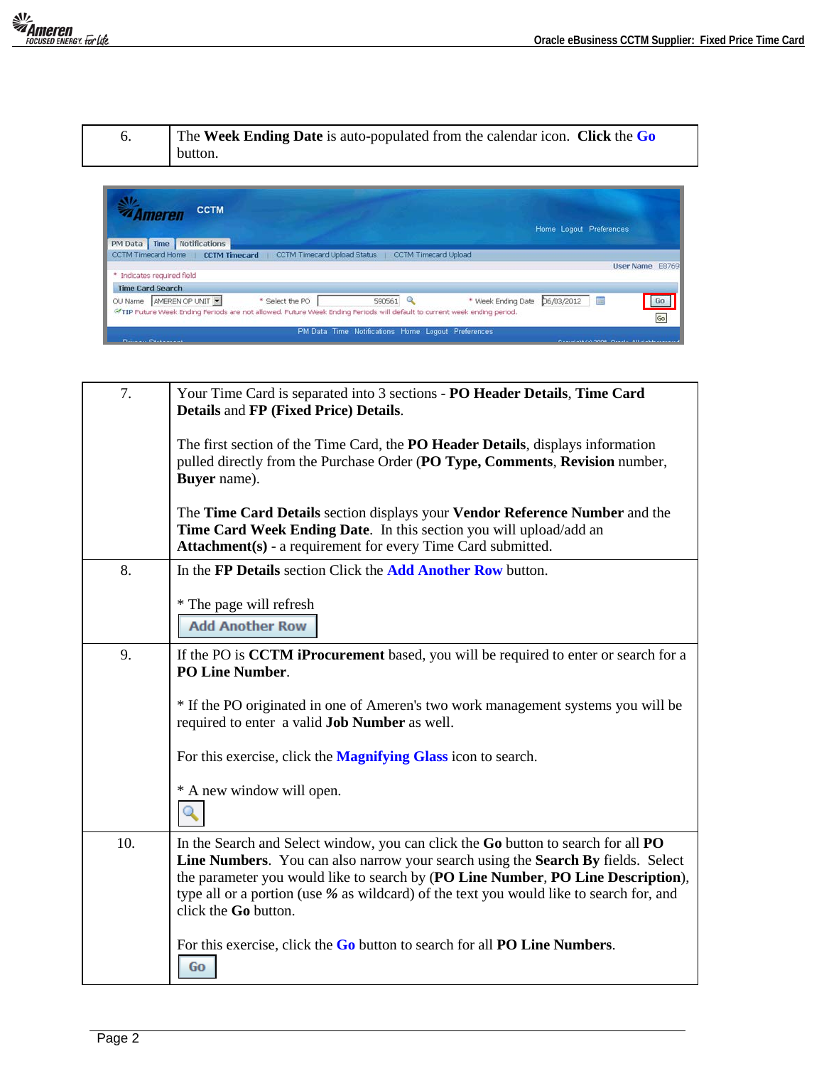| | |
|---|---|
| 6. | The **Week Ending Date** is auto-populated from the calendar icon. **Click** the **Go** button. |

| | |
|---|---|
| 7. | Your Time Card is separated into 3 sections - **PO Header Details**, **Time Card Details** and **FP (Fixed Price) Details**.<br><br>The first section of the Time Card, the **PO Header Details**, displays information pulled directly from the Purchase Order (**PO Type, Comments**, **Revision** number, **Buyer** name).<br><br>The **Time Card Details** section displays your **Vendor Reference Number** and the **Time Card Week Ending Date**. In this section you will upload/add an **Attachment(s)** - a requirement for every Time Card submitted. |
| 8. | In the **FP Details** section Click the **Add Another Row** button.<br><br>* The page will refresh<br><br>Add Another Row |
| 9. | If the PO is **CCTM iProcurement** based, you will be required to enter or search for a **PO Line Number**.<br><br>* If the PO originated in one of Ameren's two work management systems you will be required to enter a valid **Job Number** as well.<br><br>For this exercise, click the **Magnifying Glass** icon to search.<br><br>* A new window will open. |
| 10. | In the Search and Select window, you can click the **Go** button to search for all **PO Line Numbers**. You can also narrow your search using the **Search By** fields. Select the parameter you would like to search by (**PO Line Number**, **PO Line Description**), type all or a portion (use **%** as wildcard) of the text you would like to search for, and click the **Go** button.<br><br>For this exercise, click the **Go** button to search for all **PO Line Numbers**.<br><br>Go |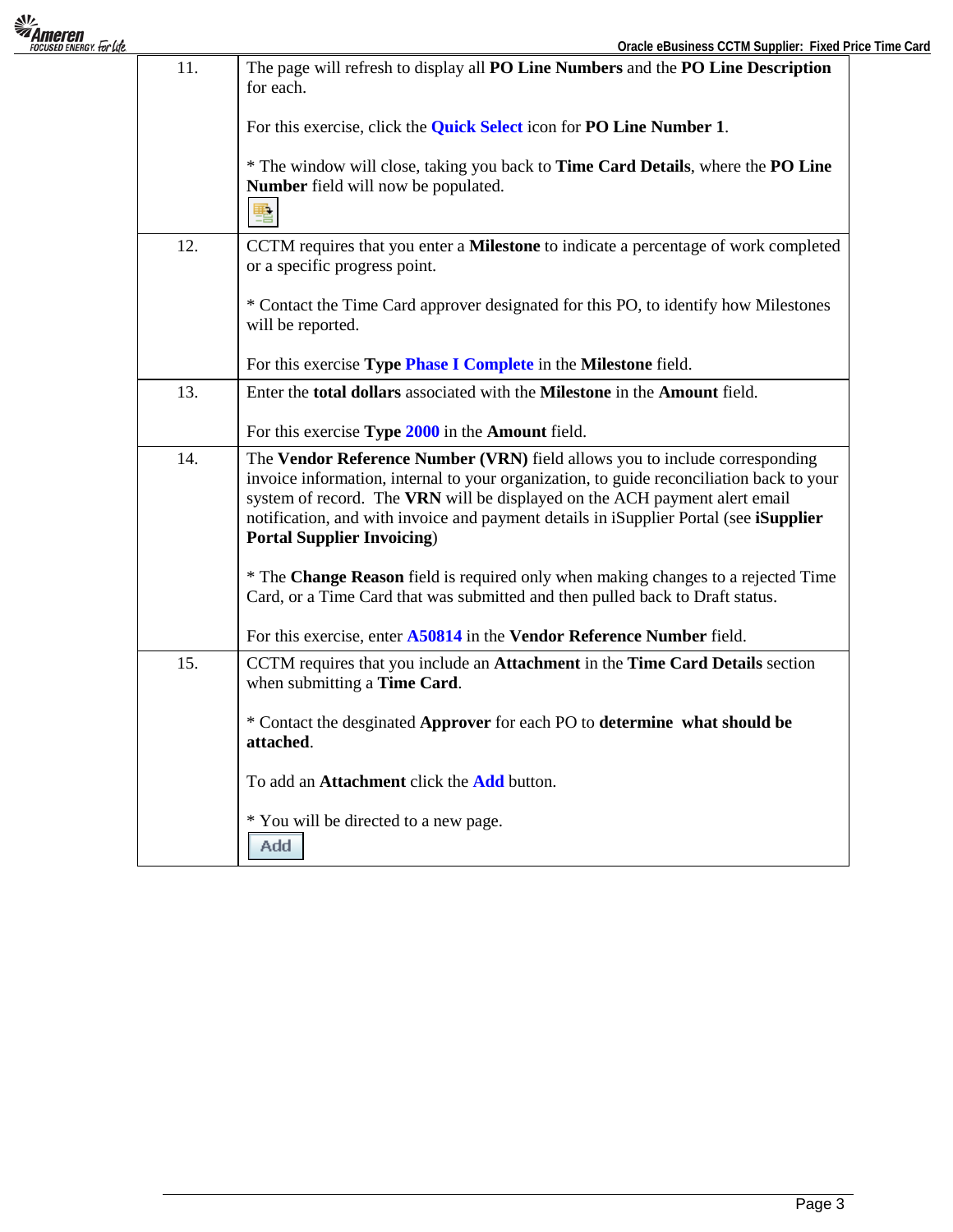| | |
|---|---|
| 11. | The page will refresh to display all **PO Line Numbers** and the **PO Line Description** for each.<br><br>For this exercise, click the **Quick Select** icon for **PO Line Number 1**.<br><br>* The window will close, taking you back to **Time Card Details**, where the **PO Line Number** field will now be populated. |
| 12. | CCTM requires that you enter a **Milestone** to indicate a percentage of work completed or a specific progress point.<br><br>* Contact the Time Card approver designated for this PO, to identify how Milestones will be reported.<br><br>For this exercise **Type Phase I Complete** in the **Milestone** field. |
| 13. | Enter the **total dollars** associated with the **Milestone** in the **Amount** field.<br><br>For this exercise **Type 2000** in the **Amount** field. |
| 14. | The **Vendor Reference Number (VRN)** field allows you to include corresponding invoice information, internal to your organization, to guide reconciliation back to your system of record. The **VRN** will be displayed on the ACH payment alert email notification, and with invoice and payment details in iSupplier Portal (see **iSupplier Portal Supplier Invoicing**)<br><br>* The **Change Reason** field is required only when making changes to a rejected Time Card, or a Time Card that was submitted and then pulled back to Draft status.<br><br>For this exercise, enter **A50814** in the **Vendor Reference Number** field. |
| 15. | CCTM requires that you include an **Attachment** in the **Time Card Details** section when submitting a **Time Card**.<br><br>* Contact the desginated **Approver** for each PO to **determine what should be attached**.<br><br>To add an **Attachment** click the **Add** button.<br><br>* You will be directed to a new page.<br><br>Add |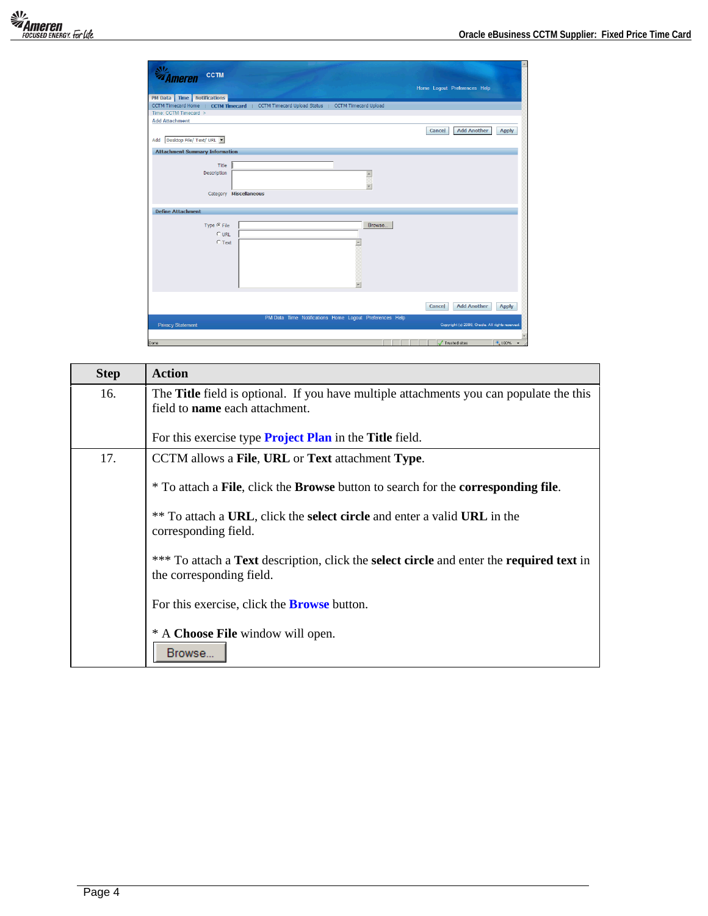| Step | Action |
|---|---|
| 16. | The **Title** field is optional. If you have multiple attachments you can populate the this field to **name** each attachment.<br><br>For this exercise type **Project Plan** in the **Title** field. |
| 17. | CCTM allows a **File**, **URL** or **Text** attachment **Type**.<br><br>* To attach a **File**, click the **Browse** button to search for the **corresponding file**.<br><br>** To attach a **URL**, click the **select circle** and enter a valid **URL** in the corresponding field.<br><br>*** To attach a **Text** description, click the **select circle** and enter the **required text** in the corresponding field.<br><br>For this exercise, click the **Browse** button.<br><br>* A **Choose File** window will open.<br>Browse... |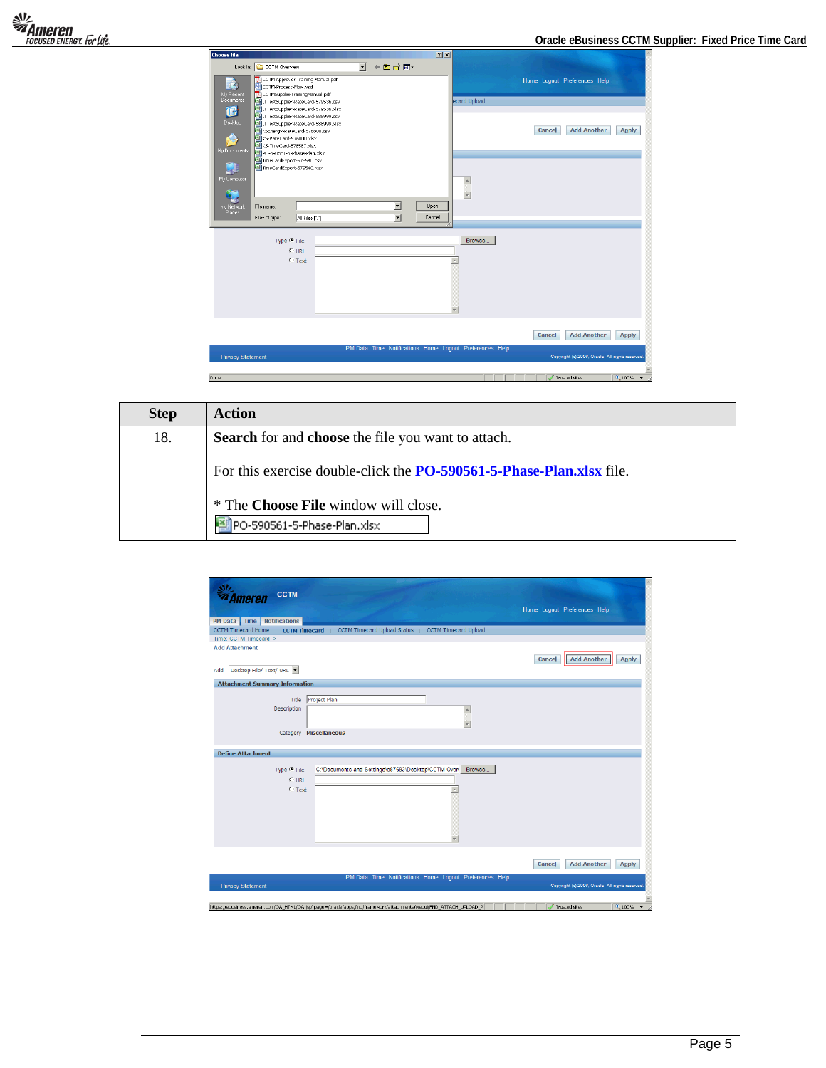| Step | Action |
|---|---|
| 18. | **Search** for and **choose** the file you want to attach.<br><br>For this exercise double-click the **PO-590561-5-Phase-Plan.xlsx** file.<br><br>* The **Choose File** window will close.<br>PO-590561-5-Phase-Plan.xlsx |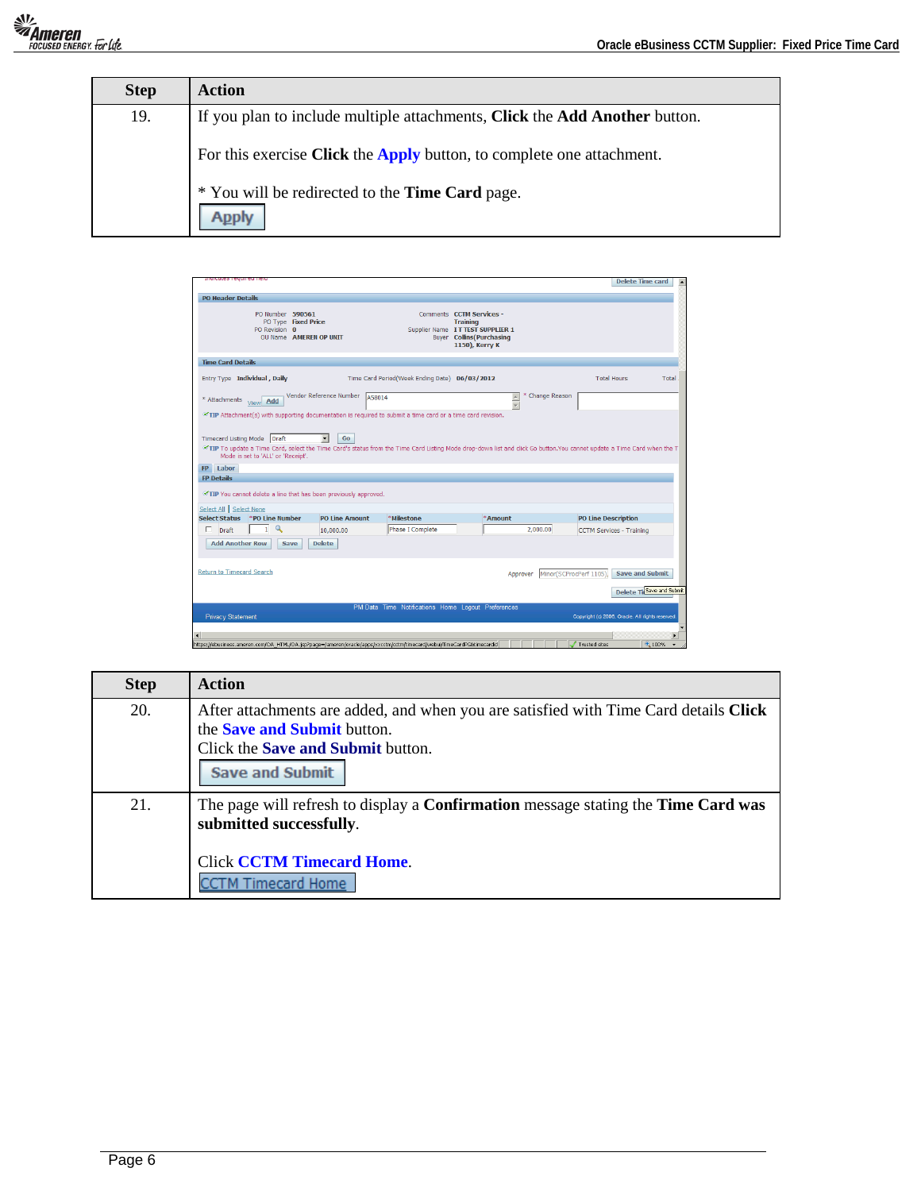| Step | Action |
|---|---|
| 19. | If you plan to include multiple attachments, **Click** the **Add Another** button.<br><br>For this exercise **Click** the **Apply** button, to complete one attachment.<br><br>* You will be redirected to the **Time Card** page.<br>Apply |

| Step | Action |
|---|---|
| 20. | After attachments are added, and when you are satisfied with Time Card details **Click** the **Save and Submit** button.<br>Click the **Save and Submit** button.<br>Save and Submit |
| 21. | The page will refresh to display a **Confirmation** message stating the **Time Card was submitted successfully**.<br><br>Click **CCTM Timecard Home**.<br>CCTM Timecard Home |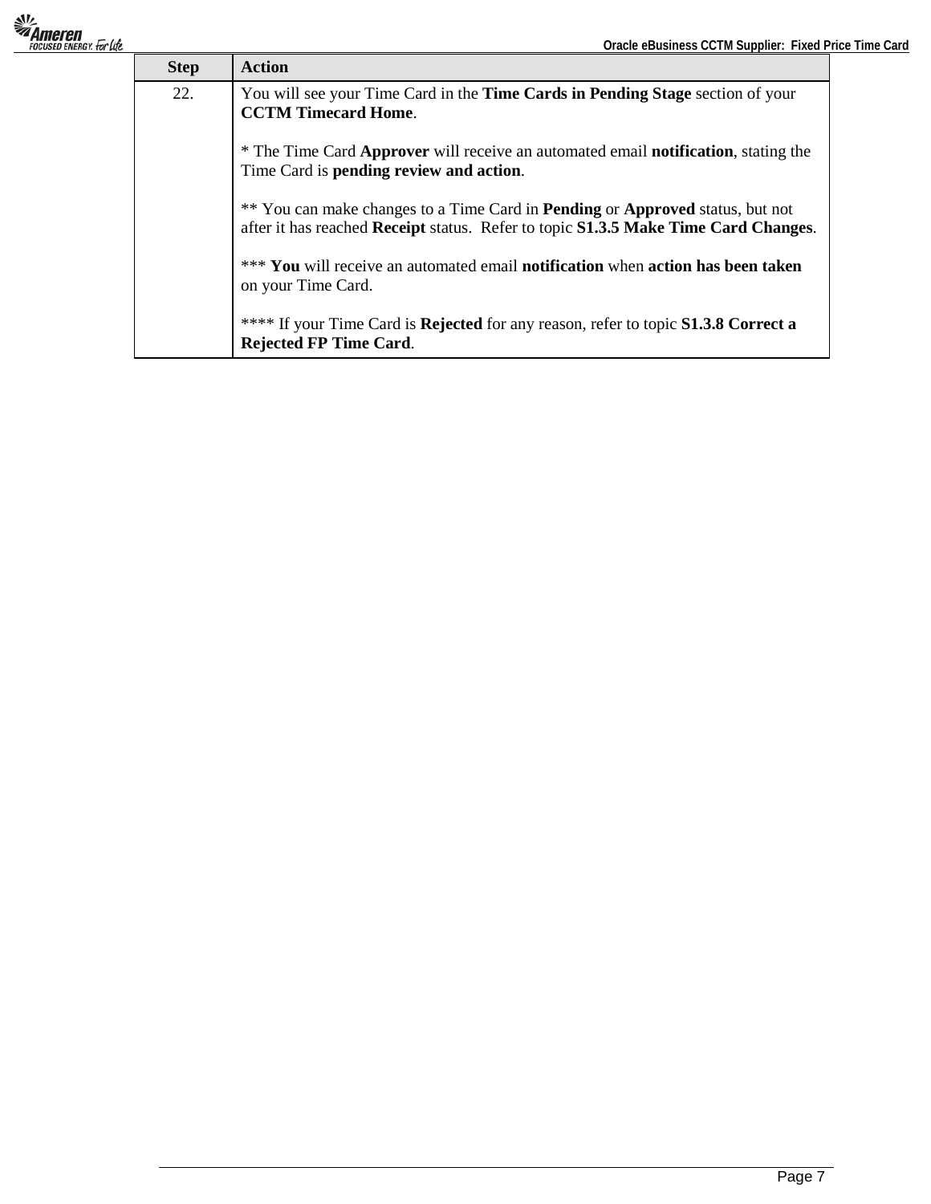| Step | Action |
|---|---|
| 22. | You will see your Time Card in the **Time Cards in Pending Stage** section of your **CCTM Timecard Home**.<br><br>* The Time Card **Approver** will receive an automated email **notification**, stating the Time Card is **pending review and action**.<br><br>** You can make changes to a Time Card in **Pending** or **Approved** status, but not after it has reached **Receipt** status.  Refer to topic **S1.3.5 Make Time Card Changes**.<br><br>*** **You** will receive an automated email **notification** when **action has been taken** on your Time Card.<br><br>**** If your Time Card is **Rejected** for any reason, refer to topic **S1.3.8 Correct a Rejected FP Time Card**. |